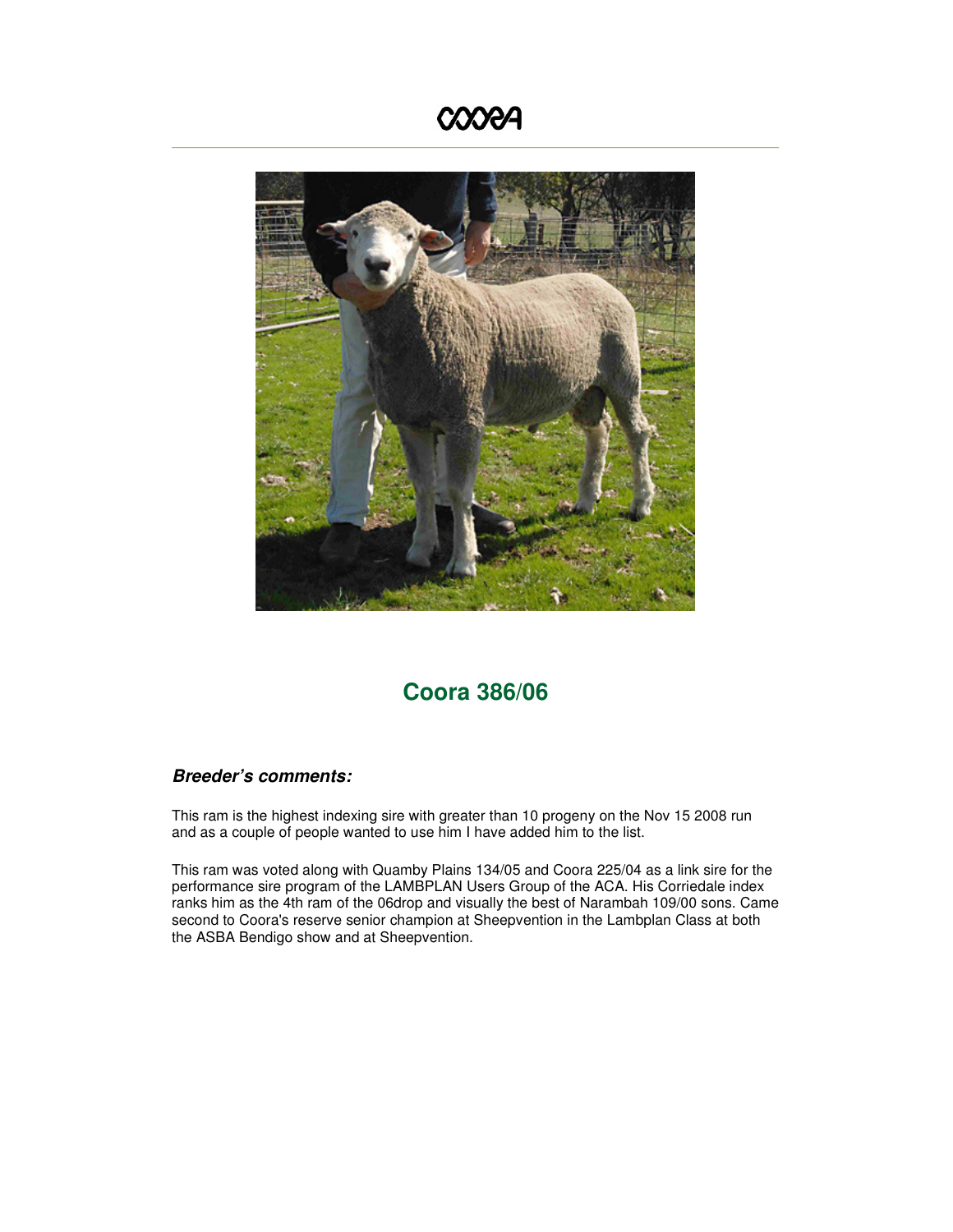COORA

# Coora 386/06

### ***Breeder's comments:***

This ram is the highest indexing sire with greater than 10 progeny on the Nov 15 2008 run and as a couple of people wanted to use him I have added him to the list.

This ram was voted along with Quamby Plains 134/05 and Coora 225/04 as a link sire for the performance sire program of the LAMBPLAN Users Group of the ACA. His Corriedale index ranks him as the 4th ram of the 06drop and visually the best of Narambah 109/00 sons. Came second to Coora's reserve senior champion at Sheepvention in the Lambplan Class at both the ASBA Bendigo show and at Sheepvention.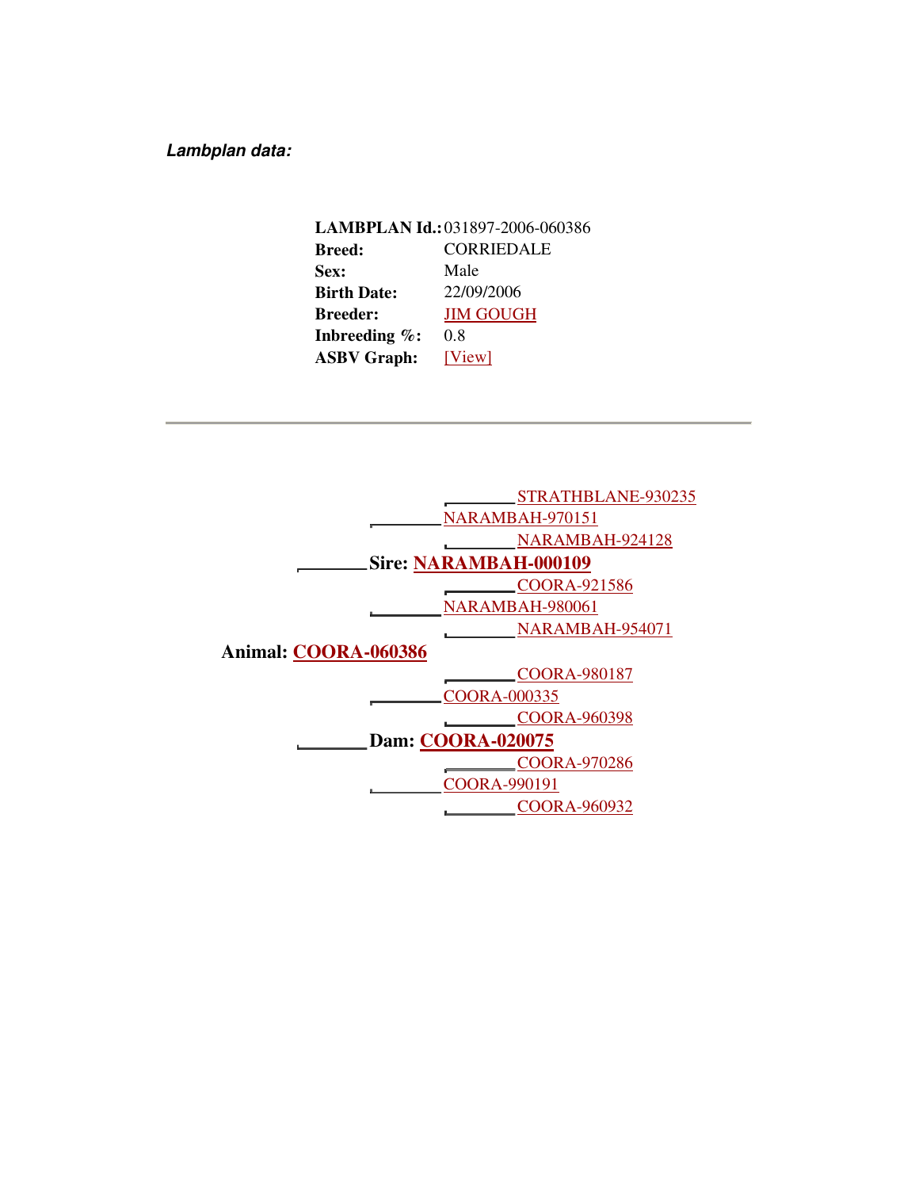***Lambplan data:***

| | |
|---|---|
| **LAMBPLAN Id.:** | 031897-2006-060386 |
| **Breed:** | CORRIEDALE |
| **Sex:** | Male |
| **Birth Date:** | 22/09/2006 |
| **Breeder:** | JIM GOUGH |
| **Inbreeding %:** | 0.8 |
| **ASBV Graph:** | [View] |

---

- **Animal: COORA-060386**
  - **Sire: NARAMBAH-000109**
    - NARAMBAH-970151
      - STRATHBLANE-930235
      - NARAMBAH-924128
    - NARAMBAH-980061
      - COORA-921586
      - NARAMBAH-954071
  - **Dam: COORA-020075**
    - COORA-000335
      - COORA-980187
      - COORA-960398
    - COORA-990191
      - COORA-970286
      - COORA-960932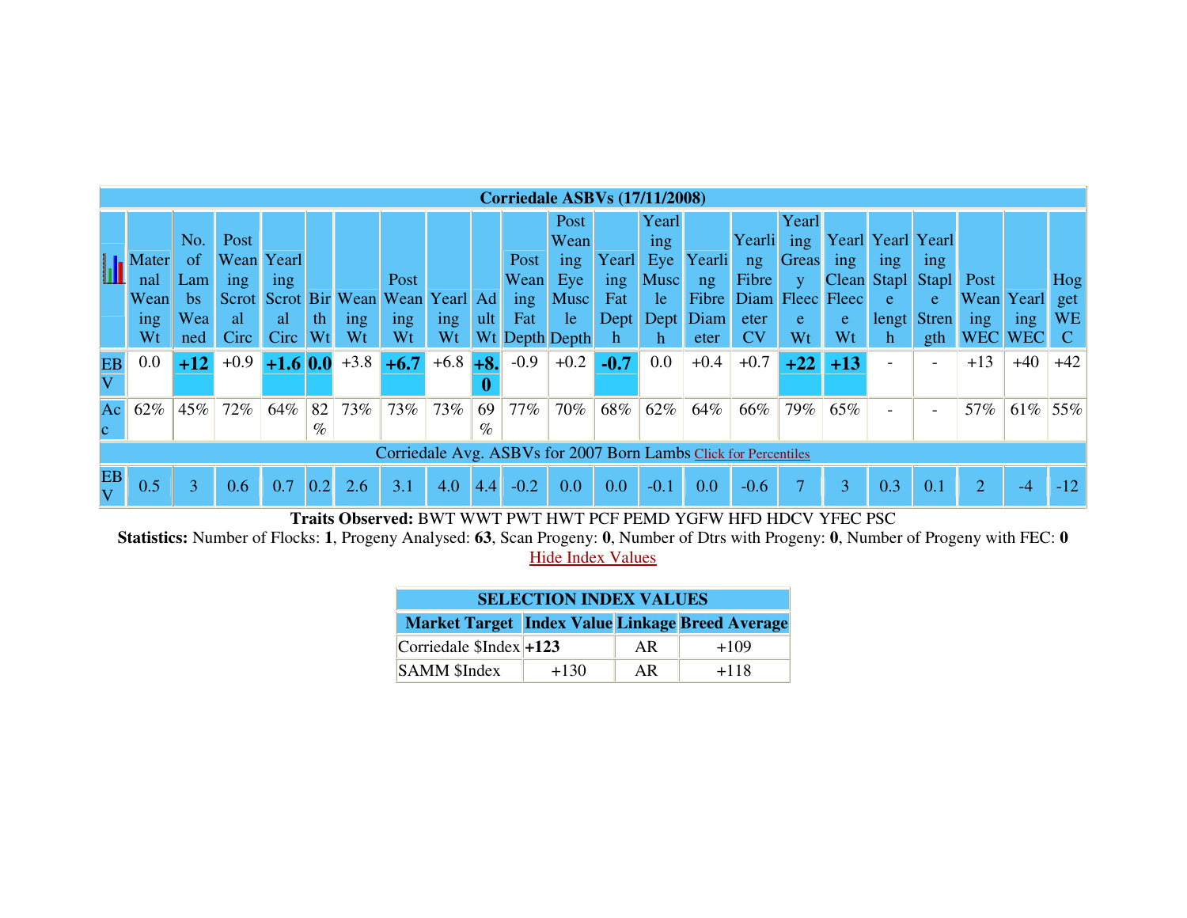| Corriedale ASBVs (17/11/2008) | | | | | | | | | | | | | | | | | | | | | | |
|---|---|---|---|---|---|---|---|---|---|---|---|---|---|---|---|---|---|---|---|---|---|---|
| | Maternal Weaning Wt | No. of Lambs Weaned | Post Weaning Scrotal Circ | Yearling Scrotal Circ | Birth Wt | Weaning Wt | Post Weaning Wt | Yearling Wt | Adult Wt | Post Weaning Fat Depth | Post Weaning Eye Muscle Depth | Yearling Fat Depth | Yearling Eye Muscle Depth | Yearling Fibre Diameter | Yearling Fibre Diameter CV | Yearling Greasy Fleece Wt | Yearling Clean Fleece Wt | Yearling Staple length | Yearling Staple Strength | Post Weaning WEC | Yearling WEC | Hogget WEC |
| EBV | 0.0 | **+12** | +0.9 | **+1.6** | **0.0** | +3.8 | **+6.7** | +6.8 | **+8.0** | -0.9 | +0.2 | **-0.7** | 0.0 | +0.4 | +0.7 | **+22** | **+13** | - | - | +13 | +40 | +42 |
| Acc | 62% | 45% | 72% | 64% | 82% | 73% | 73% | 73% | 69% | 77% | 70% | 68% | 62% | 64% | 66% | 79% | 65% | - | - | 57% | 61% | 55% |
| Corriedale Avg. ASBVs for 2007 Born Lambs Click for Percentiles | | | | | | | | | | | | | | | | | | | | | | |
| EBV | 0.5 | 3 | 0.6 | 0.7 | 0.2 | 2.6 | 3.1 | 4.0 | 4.4 | -0.2 | 0.0 | 0.0 | -0.1 | 0.0 | -0.6 | 7 | 3 | 0.3 | 0.1 | 2 | -4 | -12 |

**Traits Observed:** BWT WWT PWT HWT PCF PEMD YGFW HFD HDCV YFEC PSC

**Statistics:** Number of Flocks: **1**, Progeny Analysed: **63**, Scan Progeny: **0**, Number of Dtrs with Progeny: **0**, Number of Progeny with FEC: **0**

Hide Index Values

| SELECTION INDEX VALUES | | | |
|---|---|---|---|
| **Market Target** | **Index Value** | **Linkage** | **Breed Average** |
| Corriedale $Index | **+123** | AR | +109 |
| SAMM $Index | +130 | AR | +118 |